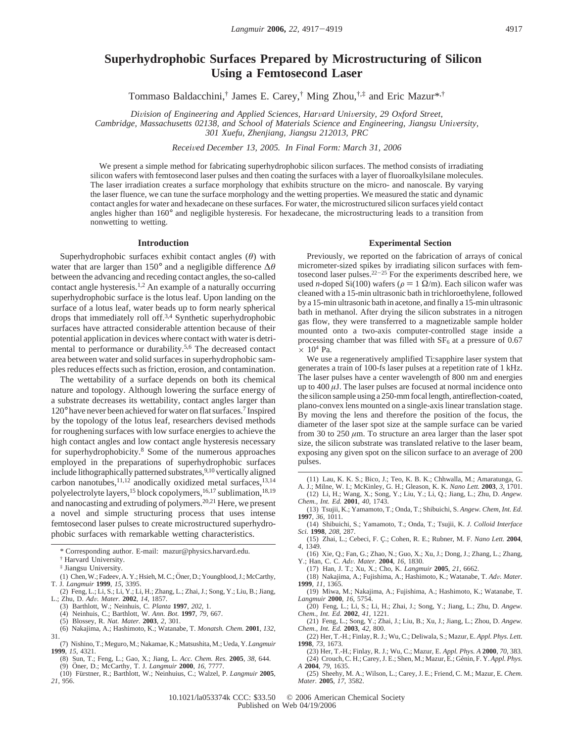# Superhydrophobic Surfaces Prepared by Microstructuring of Silicon Using a Femtosecond Laser

Tommaso Baldacchini,[†] James E. Carey,[†] Ming Zhou,[†,‡] and Eric Mazur*,[†]

*Division of Engineering and Applied Sciences, Harvard University, 29 Oxford Street, Cambridge, Massachusetts 02138, and School of Materials Science and Engineering, Jiangsu University, 301 Xuefu, Zhenjiang, Jiangsu 212013, PRC*

*Received December 13, 2005. In Final Form: March 31, 2006*

We present a simple method for fabricating superhydrophobic silicon surfaces. The method consists of irradiating silicon wafers with femtosecond laser pulses and then coating the surfaces with a layer of fluoroalkylsilane molecules. The laser irradiation creates a surface morphology that exhibits structure on the micro- and nanoscale. By varying the laser fluence, we can tune the surface morphology and the wetting properties. We measured the static and dynamic contact angles for water and hexadecane on these surfaces. For water, the microstructured silicon surfaces yield contact angles higher than 160° and negligible hysteresis. For hexadecane, the microstructuring leads to a transition from nonwetting to wetting.

## Introduction

Superhydrophobic surfaces exhibit contact angles ($\theta$) with water that are larger than 150° and a negligible difference $\Delta\theta$ between the advancing and receding contact angles, the so-called contact angle hysteresis.[1,2] An example of a naturally occurring superhydrophobic surface is the lotus leaf. Upon landing on the surface of a lotus leaf, water beads up to form nearly spherical drops that immediately roll off.[3,4] Synthetic superhydrophobic surfaces have attracted considerable attention because of their potential application in devices where contact with water is detrimental to performance or durability.[5,6] The decreased contact area between water and solid surfaces in superhydrophobic samples reduces effects such as friction, erosion, and contamination.

The wettability of a surface depends on both its chemical nature and topology. Although lowering the surface energy of a substrate decreases its wettability, contact angles larger than 120° have never been achieved for water on flat surfaces.[7] Inspired by the topology of the lotus leaf, researchers devised methods for roughening surfaces with low surface energies to achieve the high contact angles and low contact angle hysteresis necessary for superhydrophobicity.[8] Some of the numerous approaches employed in the preparations of superhydrophobic surfaces include lithographically patterned substrates,[9,10] vertically aligned carbon nanotubes,[11,12] anodically oxidized metal surfaces,[13,14] polyelectrolyte layers,[15] block copolymers,[16,17] sublimation,[18,19] and nanocasting and extruding of polymers.[20,21] Here, we present a novel and simple structuring process that uses intense femtosecond laser pulses to create microstructured superhydrophobic surfaces with remarkable wetting characteristics.

\* Corresponding author. E-mail: mazur@physics.harvard.edu.

† Harvard University.

‡ Jiangsu University.

(1) Chen, W.; Fadeev, A. Y.; Hsieh, M. C.; Öner, D.; Youngblood, J.; McCarthy, T. J. *Langmuir* **1999**, *15*, 3395.

(2) Feng, L.; Li, S.; Li, Y.; Li, H.; Zhang, L.; Zhai, J.; Song, Y.; Liu, B.; Jiang, L.; Zhu, D. *Adv. Mater.* **2002**, *14*, 1857.

(3) Barthlott, W.; Neinhuis, C. *Planta* **1997**, *202*, 1.

(4) Neinhuis, C.; Barthlott, W. *Ann. Bot.* **1997**, *79*, 667.

(5) Blossey, R. *Nat. Mater.* **2003**, *2*, 301.

(6) Nakajima, A.; Hashimoto, K.; Watanabe, T. *Monatsh. Chem.* **2001**, *132*, 31.

(7) Nishino, T.; Meguro, M.; Nakamae, K.; Matsushita, M.; Ueda, Y. *Langmuir* **1999**, *15*, 4321.

(8) Sun, T.; Feng, L.; Gao, X.; Jiang, L. *Acc. Chem. Res.* **2005**, *38*, 644.

(9) Öner, D.; McCarthy, T. J. *Langmuir* **2000**, *16*, 7777.

(10) Fürstner, R.; Barthlott, W.; Neinhuius, C.; Walzel, P. *Langmuir* **2005**, *21*, 956.

## Experimental Section

Previously, we reported on the fabrication of arrays of conical micrometer-sized spikes by irradiating silicon surfaces with femtosecond laser pulses.[22-25] For the experiments described here, we used *n*-doped Si(100) wafers ($\rho = 1\ \Omega$/m). Each silicon wafer was cleaned with a 15-min ultrasonic bath in trichloroethylene, followed by a 15-min ultrasonic bath in acetone, and finally a 15-min ultrasonic bath in methanol. After drying the silicon substrates in a nitrogen gas flow, they were transferred to a magnetizable sample holder mounted onto a two-axis computer-controlled stage inside a processing chamber that was filled with $SF_6$ at a pressure of $0.67 \times 10^4$ Pa.

We use a regeneratively amplified Ti:sapphire laser system that generates a train of 100-fs laser pulses at a repetition rate of 1 kHz. The laser pulses have a center wavelength of 800 nm and energies up to 400 $\mu$J. The laser pulses are focused at normal incidence onto the silicon sample using a 250-mm focal length, antireflection-coated, plano-convex lens mounted on a single-axis linear translation stage. By moving the lens and therefore the position of the focus, the diameter of the laser spot size at the sample surface can be varied from 30 to 250 $\mu$m. To structure an area larger than the laser spot size, the silicon substrate was translated relative to the laser beam, exposing any given spot on the silicon surface to an average of 200 pulses.

(11) Lau, K. K. S.; Bico, J.; Teo, K. B. K.; Chhwalla, M.; Amaratunga, G. A. J.; Milne, W. I.; McKinley, G. H.; Gleason, K. K. *Nano Lett.* **2003**, *3*, 1701.

(12) Li, H.; Wang, X.; Song, Y.; Liu, Y.; Li, Q.; Jiang, L.; Zhu, D. *Angew. Chem., Int. Ed.* **2001**, *40*, 1743.

(13) Tsujii, K.; Yamamoto, T.; Onda, T.; Shibuichi, S. *Angew. Chem, Int. Ed.* **1997**, *36*, 1011.

(14) Shibuichi, S.; Yamamoto, T.; Onda, T.; Tsujii, K. *J. Colloid Interface Sci.* **1998**, *208*, 287.

(15) Zhai, L.; Cebeci, F. Ç.; Cohen, R. E.; Rubner, M. F. *Nano Lett.* **2004**, *4*, 1349.

(16) Xie, Q.; Fan, G.; Zhao, N.; Guo, X.; Xu, J.; Dong, J.; Zhang, L.; Zhang, Y.; Han, C. C. *Adv. Mater.* **2004**, *16*, 1830.

(17) Han, J. T.; Xu, X.; Cho, K. *Langmuir* **2005**, *21*, 6662.

(18) Nakajima, A.; Fujishima, A.; Hashimoto, K.; Watanabe, T. *Adv. Mater.* **1999**, *11*, 1365.

(19) Miwa, M.; Nakajima, A.; Fujishima, A.; Hashimoto, K.; Watanabe, T. *Langmuir* **2000**, *16*, 5754.

(20) Feng, L.; Li, S.; Li, H.; Zhai, J.; Song, Y.; Jiang, L.; Zhu, D. *Angew. Chem., Int. Ed.* **2002**, *41*, 1221.

(21) Feng, L.; Song, Y.; Zhai, J.; Liu, B.; Xu, J.; Jiang, L.; Zhou, D. *Angew. Chem., Int. Ed.* **2003**, *42*, 800.

(22) Her, T.-H.; Finlay, R. J.; Wu, C.; Deliwala, S.; Mazur, E. *Appl. Phys. Lett.* **1998**, *73*, 1673.

(23) Her, T.-H.; Finlay, R. J.; Wu, C.; Mazur, E. *Appl. Phys. A* **2000**, *70*, 383.

(24) Crouch, C. H.; Carey, J. E.; Shen, M.; Mazur, E.; Génin, F. Y. *Appl. Phys. A* **2004**, *79*, 1635.

(25) Sheehy, M. A.; Wilson, L.; Carey, J. E.; Friend, C. M.; Mazur, E. *Chem. Mater.* **2005**, *17*, 3582.

10.1021/la053374k CCC: $33.50 © 2006 American Chemical Society
Published on Web 04/19/2006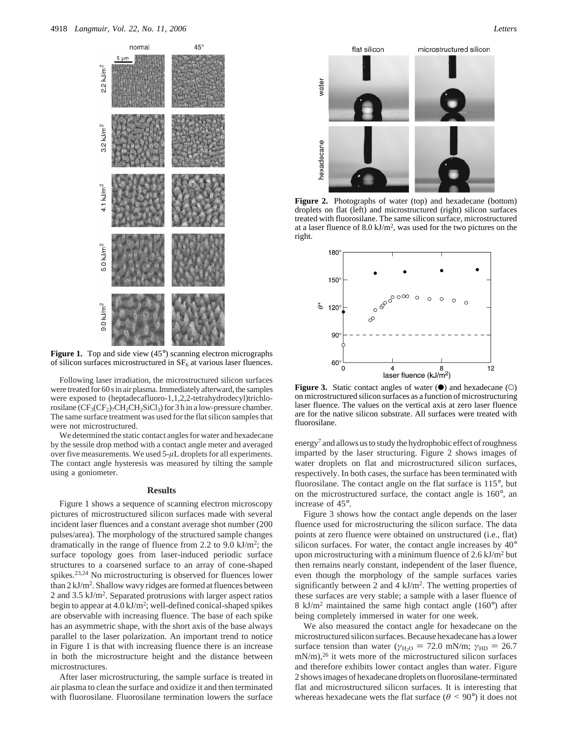**Figure 1.** Top and side view (45°) scanning electron micrographs of silicon surfaces microstructured in $SF_6$ at various laser fluences.

Following laser irradiation, the microstructured silicon surfaces were treated for 60 s in air plasma. Immediately afterward, the samples were exposed to (heptadecafluoro-1,1,2,2-tetrahydrodecyl)trichlorosilane ($CF_3(CF_2)_7CH_2CH_2SiCl_3$) for 3 h in a low-pressure chamber. The same surface treatment was used for the flat silicon samples that were not microstructured.

We determined the static contact angles for water and hexadecane by the sessile drop method with a contact angle meter and averaged over five measurements. We used 5-$\mu$L droplets for all experiments. The contact angle hysteresis was measured by tilting the sample using a goniometer.

## Results

Figure 1 shows a sequence of scanning electron microscopy pictures of microstructured silicon surfaces made with several incident laser fluences and a constant average shot number (200 pulses/area). The morphology of the structured sample changes dramatically in the range of fluence from 2.2 to 9.0 kJ/m$^2$; the surface topology goes from laser-induced periodic surface structures to a coarsened surface to an array of cone-shaped spikes.[23,24] No microstructuring is observed for fluences lower than 2 kJ/m$^2$. Shallow wavy ridges are formed at fluences between 2 and 3.5 kJ/m$^2$. Separated protrusions with larger aspect ratios begin to appear at 4.0 kJ/m$^2$; well-defined conical-shaped spikes are observable with increasing fluence. The base of each spike has an asymmetric shape, with the short axis of the base always parallel to the laser polarization. An important trend to notice in Figure 1 is that with increasing fluence there is an increase in both the microstructure height and the distance between microstructures.

After laser microstructuring, the sample surface is treated in air plasma to clean the surface and oxidize it and then terminated with fluorosilane. Fluorosilane termination lowers the surface energy[7] and allows us to study the hydrophobic effect of roughness imparted by the laser structuring. Figure 2 shows images of water droplets on flat and microstructured silicon surfaces, respectively. In both cases, the surface has been terminated with fluorosilane. The contact angle on the flat surface is 115°, but on the microstructured surface, the contact angle is 160°, an increase of 45°.

**Figure 2.** Photographs of water (top) and hexadecane (bottom) droplets on flat (left) and microstructured (right) silicon surfaces treated with fluorosilane. The same silicon surface, microstructured at a laser fluence of 8.0 kJ/m$^2$, was used for the two pictures on the right.

**Figure 3.** Static contact angles of water (●) and hexadecane (○) on microstructured silicon surfaces as a function of microstructuring laser fluence. The values on the vertical axis at zero laser fluence are for the native silicon substrate. All surfaces were treated with fluorosilane.

Figure 3 shows how the contact angle depends on the laser fluence used for microstructuring the silicon surface. The data points at zero fluence were obtained on unstructured (i.e., flat) silicon surfaces. For water, the contact angle increases by 40° upon microstructuring with a minimum fluence of 2.6 kJ/m$^2$ but then remains nearly constant, independent of the laser fluence, even though the morphology of the sample surfaces varies significantly between 2 and 4 kJ/m$^2$. The wetting properties of these surfaces are very stable; a sample with a laser fluence of 8 kJ/m$^2$ maintained the same high contact angle (160°) after being completely immersed in water for one week.

We also measured the contact angle for hexadecane on the microstructured silicon surfaces. Because hexadecane has a lower surface tension than water ($\gamma_{H_2O} = 72.0$ mN/m; $\gamma_{HD} = 26.7$ mN/m),[26] it wets more of the microstructured silicon surfaces and therefore exhibits lower contact angles than water. Figure 2 shows images of hexadecane droplets on fluorosilane-terminated flat and microstructured silicon surfaces. It is interesting that whereas hexadecane wets the flat surface ($\theta < 90°$) it does not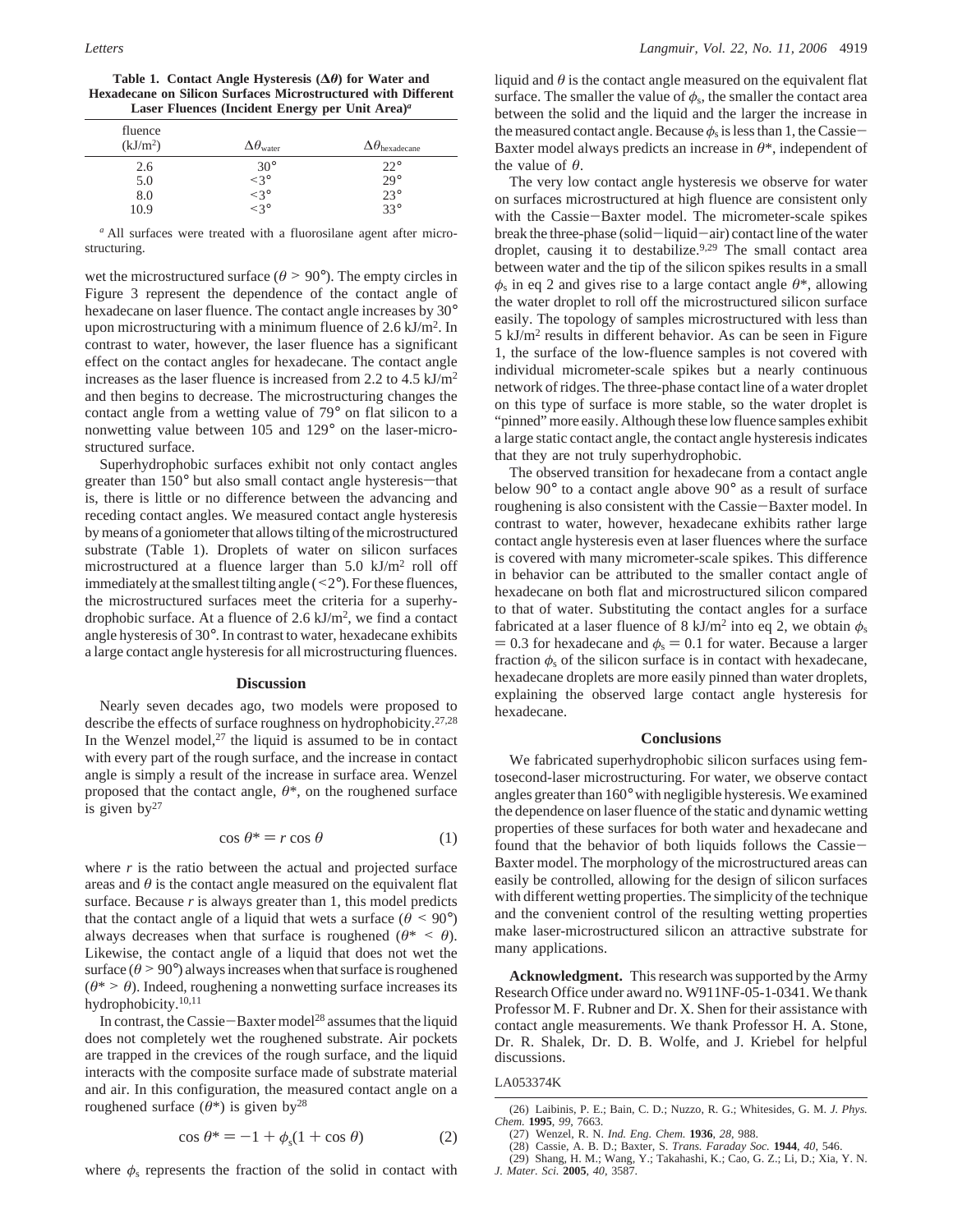**Table 1. Contact Angle Hysteresis ($\Delta\theta$) for Water and Hexadecane on Silicon Surfaces Microstructured with Different Laser Fluences (Incident Energy per Unit Area)[a]**

| fluence ($kJ/m^2$) | $\Delta\theta_{water}$ | $\Delta\theta_{hexadecane}$ |
|---|---|---|
| 2.6 | 30° | 22° |
| 5.0 | <3° | 29° |
| 8.0 | <3° | 23° |
| 10.9 | <3° | 33° |

[a] All surfaces were treated with a fluorosilane agent after microstructuring.

wet the microstructured surface ($\theta > 90°$). The empty circles in Figure 3 represent the dependence of the contact angle of hexadecane on laser fluence. The contact angle increases by 30° upon microstructuring with a minimum fluence of 2.6 $kJ/m^2$. In contrast to water, however, the laser fluence has a significant effect on the contact angles for hexadecane. The contact angle increases as the laser fluence is increased from 2.2 to 4.5 $kJ/m^2$ and then begins to decrease. The microstructuring changes the contact angle from a wetting value of 79° on flat silicon to a nonwetting value between 105 and 129° on the laser-microstructured surface.

Superhydrophobic surfaces exhibit not only contact angles greater than 150° but also small contact angle hysteresis—that is, there is little or no difference between the advancing and receding contact angles. We measured contact angle hysteresis by means of a goniometer that allows tilting of the microstructured substrate (Table 1). Droplets of water on silicon surfaces microstructured at a fluence larger than 5.0 $kJ/m^2$ roll off immediately at the smallest tilting angle (<2°). For these fluences, the microstructured surfaces meet the criteria for a superhydrophobic surface. At a fluence of 2.6 $kJ/m^2$, we find a contact angle hysteresis of 30°. In contrast to water, hexadecane exhibits a large contact angle hysteresis for all microstructuring fluences.

## Discussion

Nearly seven decades ago, two models were proposed to describe the effects of surface roughness on hydrophobicity.[27,28] In the Wenzel model,[27] the liquid is assumed to be in contact with every part of the rough surface, and the increase in contact angle is simply a result of the increase in surface area. Wenzel proposed that the contact angle, $\theta^*$, on the roughened surface is given by[27]

$$\cos \theta^* = r \cos \theta \qquad (1)$$

where $r$ is the ratio between the actual and projected surface areas and $\theta$ is the contact angle measured on the equivalent flat surface. Because $r$ is always greater than 1, this model predicts that the contact angle of a liquid that wets a surface ($\theta < 90°$) always decreases when that surface is roughened ($\theta^* < \theta$). Likewise, the contact angle of a liquid that does not wet the surface ($\theta > 90°$) always increases when that surface is roughened ($\theta^* > \theta$). Indeed, roughening a nonwetting surface increases its hydrophobicity.[10,11]

In contrast, the Cassie–Baxter model[28] assumes that the liquid does not completely wet the roughened substrate. Air pockets are trapped in the crevices of the rough surface, and the liquid interacts with the composite surface made of substrate material and air. In this configuration, the measured contact angle on a roughened surface ($\theta^*$) is given by[28]

$$\cos \theta^* = -1 + \phi_s(1 + \cos \theta) \qquad (2)$$

where $\phi_s$ represents the fraction of the solid in contact with liquid and $\theta$ is the contact angle measured on the equivalent flat surface. The smaller the value of $\phi_s$, the smaller the contact area between the solid and the liquid and the larger the increase in the measured contact angle. Because $\phi_s$ is less than 1, the Cassie–Baxter model always predicts an increase in $\theta^*$, independent of the value of $\theta$.

The very low contact angle hysteresis we observe for water on surfaces microstructured at high fluence are consistent only with the Cassie–Baxter model. The micrometer-scale spikes break the three-phase (solid–liquid–air) contact line of the water droplet, causing it to destabilize.[9,29] The small contact area between water and the tip of the silicon spikes results in a small $\phi_s$ in eq 2 and gives rise to a large contact angle $\theta^*$, allowing the water droplet to roll off the microstructured silicon surface easily. The topology of samples microstructured with less than 5 $kJ/m^2$ results in different behavior. As can be seen in Figure 1, the surface of the low-fluence samples is not covered with individual micrometer-scale spikes but a nearly continuous network of ridges. The three-phase contact line of a water droplet on this type of surface is more stable, so the water droplet is "pinned" more easily. Although these low fluence samples exhibit a large static contact angle, the contact angle hysteresis indicates that they are not truly superhydrophobic.

The observed transition for hexadecane from a contact angle below 90° to a contact angle above 90° as a result of surface roughening is also consistent with the Cassie–Baxter model. In contrast to water, however, hexadecane exhibits rather large contact angle hysteresis even at laser fluences where the surface is covered with many micrometer-scale spikes. This difference in behavior can be attributed to the smaller contact angle of hexadecane on both flat and microstructured silicon compared to that of water. Substituting the contact angles for a surface fabricated at a laser fluence of 8 $kJ/m^2$ into eq 2, we obtain $\phi_s = 0.3$ for hexadecane and $\phi_s = 0.1$ for water. Because a larger fraction $\phi_s$ of the silicon surface is in contact with hexadecane, hexadecane droplets are more easily pinned than water droplets, explaining the observed large contact angle hysteresis for hexadecane.

## Conclusions

We fabricated superhydrophobic silicon surfaces using femtosecond-laser microstructuring. For water, we observe contact angles greater than 160° with negligible hysteresis. We examined the dependence on laser fluence of the static and dynamic wetting properties of these surfaces for both water and hexadecane and found that the behavior of both liquids follows the Cassie–Baxter model. The morphology of the microstructured areas can easily be controlled, allowing for the design of silicon surfaces with different wetting properties. The simplicity of the technique and the convenient control of the resulting wetting properties make laser-microstructured silicon an attractive substrate for many applications.

**Acknowledgment.** This research was supported by the Army Research Office under award no. W911NF-05-1-0341. We thank Professor M. F. Rubner and Dr. X. Shen for their assistance with contact angle measurements. We thank Professor H. A. Stone, Dr. R. Shalek, Dr. D. B. Wolfe, and J. Kriebel for helpful discussions.

LA053374K

(26) Laibinis, P. E.; Bain, C. D.; Nuzzo, R. G.; Whitesides, G. M. *J. Phys. Chem.* **1995**, *99*, 7663.
(27) Wenzel, R. N. *Ind. Eng. Chem.* **1936**, *28*, 988.
(28) Cassie, A. B. D.; Baxter, S. *Trans. Faraday Soc.* **1944**, *40*, 546.
(29) Shang, H. M.; Wang, Y.; Takahashi, K.; Cao, G. Z.; Li, D.; Xia, Y. N. *J. Mater. Sci.* **2005**, *40*, 3587.